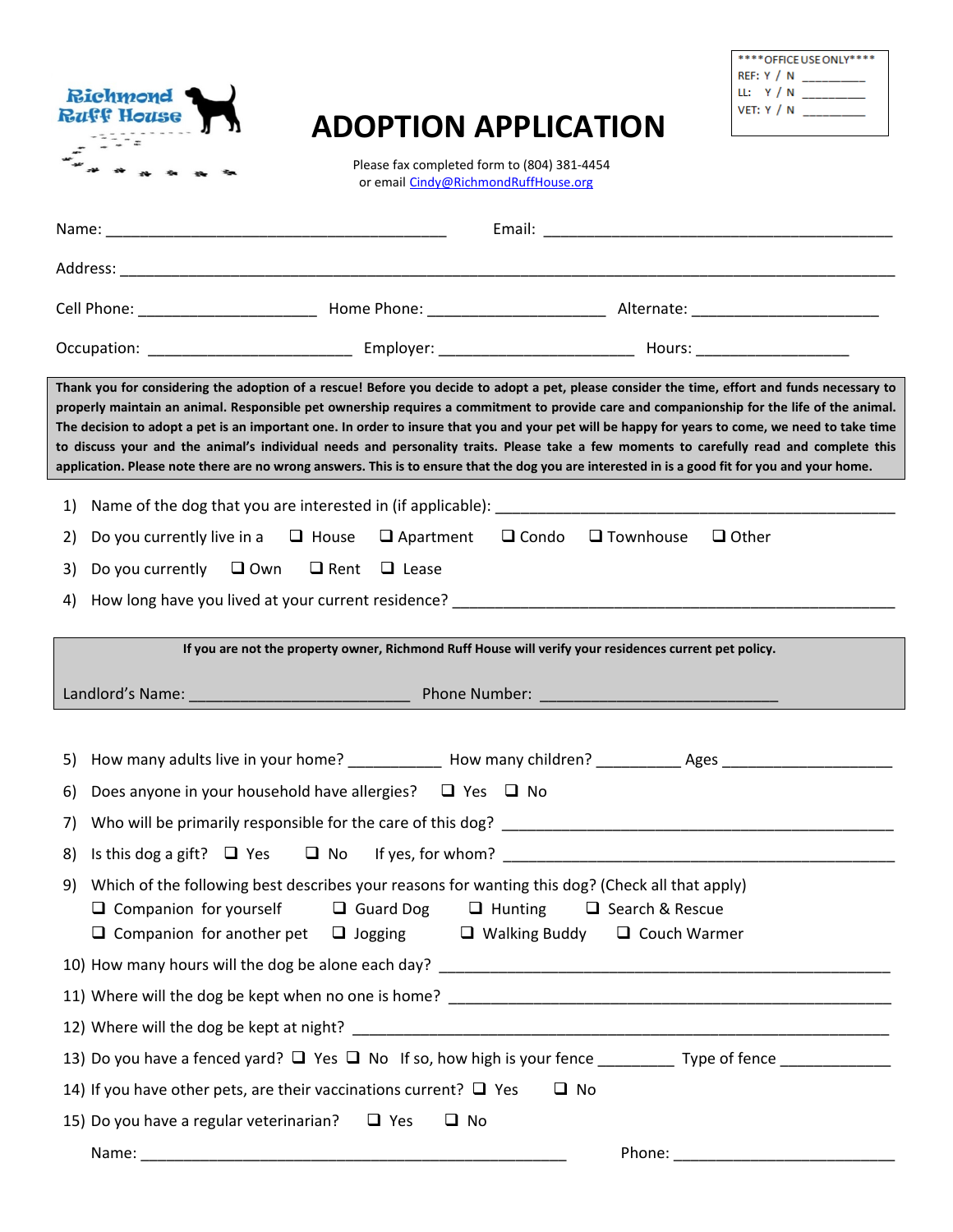Richmond Ruff House

****OFFICE USE ONLY****
REF: Y / N ________
LL: Y / N ________
VET: Y / N ________

# ADOPTION APPLICATION

Please fax completed form to (804) 381-4454
or email Cindy@RichmondRuffHouse.org

Name: ______________________________ Email: ______________________________

Address: ____________________________________________________________

Cell Phone: ________________ Home Phone: ________________ Alternate: ________________

Occupation: ________________ Employer: ________________ Hours: ______________

**Thank you for considering the adoption of a rescue! Before you decide to adopt a pet, please consider the time, effort and funds necessary to properly maintain an animal. Responsible pet ownership requires a commitment to provide care and companionship for the life of the animal. The decision to adopt a pet is an important one. In order to insure that you and your pet will be happy for years to come, we need to take time to discuss your and the animal's individual needs and personality traits. Please take a few moments to carefully read and complete this application. Please note there are no wrong answers. This is to ensure that the dog you are interested in is a good fit for you and your home.**

1) Name of the dog that you are interested in (if applicable): ______________________________
2) Do you currently live in a ❑ House ❑ Apartment ❑ Condo ❑ Townhouse ❑ Other
3) Do you currently ❑ Own ❑ Rent ❑ Lease
4) How long have you lived at your current residence? ______________________________

**If you are not the property owner, Richmond Ruff House will verify your residences current pet policy.**

Landlord's Name: ____________________ Phone Number: ____________________

5) How many adults live in your home? ________ How many children? ________ Ages ______________
6) Does anyone in your household have allergies? ❑ Yes ❑ No
7) Who will be primarily responsible for the care of this dog? ______________________________
8) Is this dog a gift? ❑ Yes ❑ No If yes, for whom? ______________________________
9) Which of the following best describes your reasons for wanting this dog? (Check all that apply)
   ❑ Companion for yourself ❑ Guard Dog ❑ Hunting ❑ Search & Rescue
   ❑ Companion for another pet ❑ Jogging ❑ Walking Buddy ❑ Couch Warmer
10) How many hours will the dog be alone each day? ______________________________
11) Where will the dog be kept when no one is home? ______________________________
12) Where will the dog be kept at night? ______________________________
13) Do you have a fenced yard? ❑ Yes ❑ No If so, how high is your fence ________ Type of fence __________
14) If you have other pets, are their vaccinations current? ❑ Yes ❑ No
15) Do you have a regular veterinarian? ❑ Yes ❑ No

    Name: ______________________________ Phone: ____________________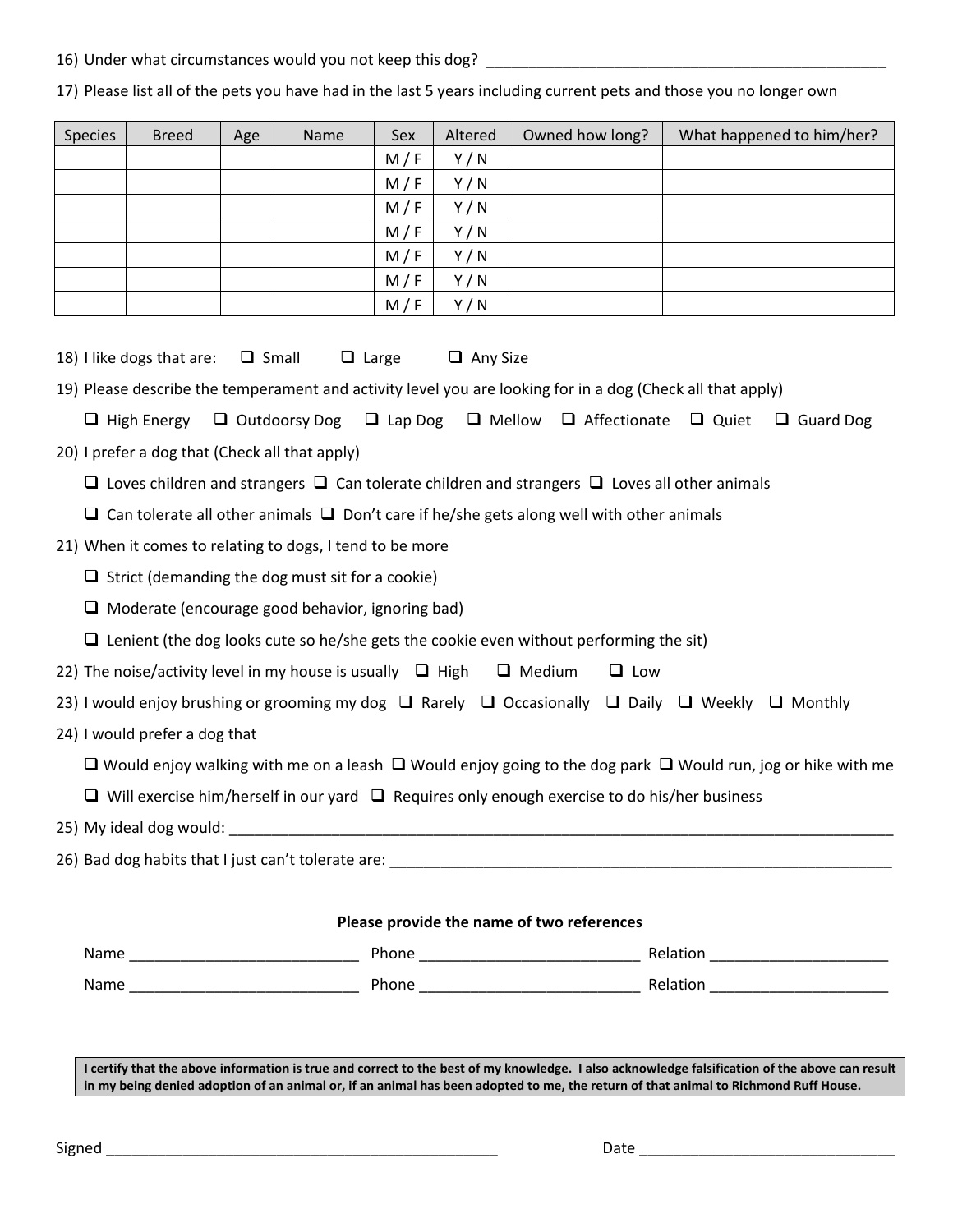16) Under what circumstances would you not keep this dog? ________________________________________________

17) Please list all of the pets you have had in the last 5 years including current pets and those you no longer own

| Species | Breed | Age | Name | Sex | Altered | Owned how long? | What happened to him/her? |
|---|---|---|---|---|---|---|---|
| | | | | M / F | Y / N | | |
| | | | | M / F | Y / N | | |
| | | | | M / F | Y / N | | |
| | | | | M / F | Y / N | | |
| | | | | M / F | Y / N | | |
| | | | | M / F | Y / N | | |
| | | | | M / F | Y / N | | |

18) I like dogs that are: ❑ Small ❑ Large ❑ Any Size

19) Please describe the temperament and activity level you are looking for in a dog (Check all that apply)

❑ High Energy ❑ Outdoorsy Dog ❑ Lap Dog ❑ Mellow ❑ Affectionate ❑ Quiet ❑ Guard Dog

20) I prefer a dog that (Check all that apply)

❑ Loves children and strangers ❑ Can tolerate children and strangers ❑ Loves all other animals

❑ Can tolerate all other animals ❑ Don't care if he/she gets along well with other animals

21) When it comes to relating to dogs, I tend to be more

❑ Strict (demanding the dog must sit for a cookie)

❑ Moderate (encourage good behavior, ignoring bad)

❑ Lenient (the dog looks cute so he/she gets the cookie even without performing the sit)

22) The noise/activity level in my house is usually ❑ High ❑ Medium ❑ Low

23) I would enjoy brushing or grooming my dog ❑ Rarely ❑ Occasionally ❑ Daily ❑ Weekly ❑ Monthly

24) I would prefer a dog that

❑ Would enjoy walking with me on a leash ❑ Would enjoy going to the dog park ❑ Would run, jog or hike with me

❑ Will exercise him/herself in our yard ❑ Requires only enough exercise to do his/her business

25) My ideal dog would: ________________________________________________________________________________

26) Bad dog habits that I just can't tolerate are: ______________________________________________________________

**Please provide the name of two references**

Name ___________________________ Phone __________________________ Relation _____________________

Name ___________________________ Phone __________________________ Relation _____________________

**I certify that the above information is true and correct to the best of my knowledge. I also acknowledge falsification of the above can result in my being denied adoption of an animal or, if an animal has been adopted to me, the return of that animal to Richmond Ruff House.**

Signed ________________________________________________ Date ______________________________